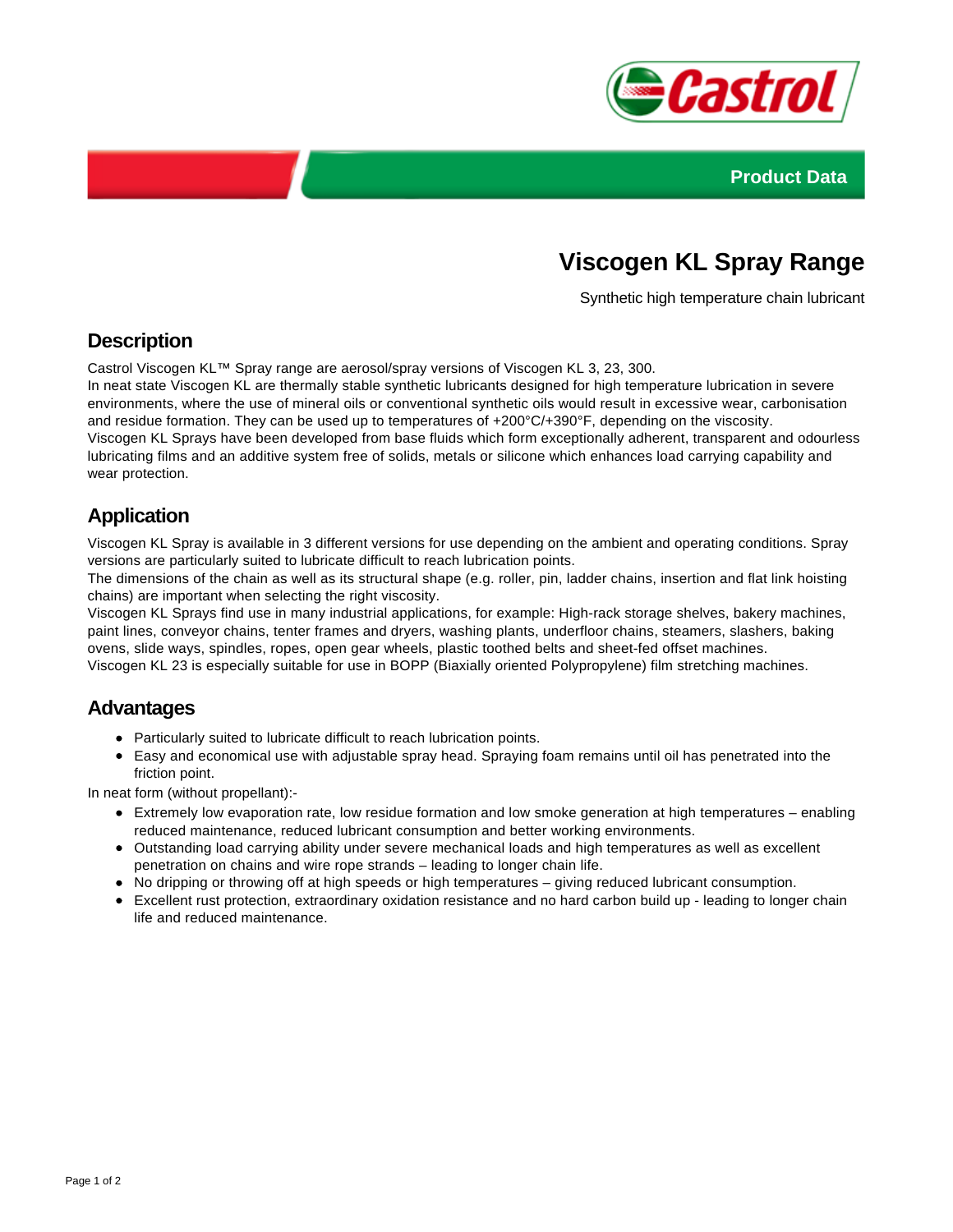Product Data

# Viscogen KL Spray Range

Synthetic high temperature chain lubricant

## Description

Castrol Viscogen KL™ Spray range are aerosol/spray versions of Viscogen KL 3, 23, 300.
In neat state Viscogen KL are thermally stable synthetic lubricants designed for high temperature lubrication in severe environments, where the use of mineral oils or conventional synthetic oils would result in excessive wear, carbonisation and residue formation. They can be used up to temperatures of +200°C/+390°F, depending on the viscosity.
Viscogen KL Sprays have been developed from base fluids which form exceptionally adherent, transparent and odourless lubricating films and an additive system free of solids, metals or silicone which enhances load carrying capability and wear protection.

## Application

Viscogen KL Spray is available in 3 different versions for use depending on the ambient and operating conditions. Spray versions are particularly suited to lubricate difficult to reach lubrication points.
The dimensions of the chain as well as its structural shape (e.g. roller, pin, ladder chains, insertion and flat link hoisting chains) are important when selecting the right viscosity.
Viscogen KL Sprays find use in many industrial applications, for example: High-rack storage shelves, bakery machines, paint lines, conveyor chains, tenter frames and dryers, washing plants, underfloor chains, steamers, slashers, baking ovens, slide ways, spindles, ropes, open gear wheels, plastic toothed belts and sheet-fed offset machines.
Viscogen KL 23 is especially suitable for use in BOPP (Biaxially oriented Polypropylene) film stretching machines.

## Advantages

- Particularly suited to lubricate difficult to reach lubrication points.
- Easy and economical use with adjustable spray head. Spraying foam remains until oil has penetrated into the friction point.

In neat form (without propellant):-

- Extremely low evaporation rate, low residue formation and low smoke generation at high temperatures – enabling reduced maintenance, reduced lubricant consumption and better working environments.
- Outstanding load carrying ability under severe mechanical loads and high temperatures as well as excellent penetration on chains and wire rope strands – leading to longer chain life.
- No dripping or throwing off at high speeds or high temperatures – giving reduced lubricant consumption.
- Excellent rust protection, extraordinary oxidation resistance and no hard carbon build up - leading to longer chain life and reduced maintenance.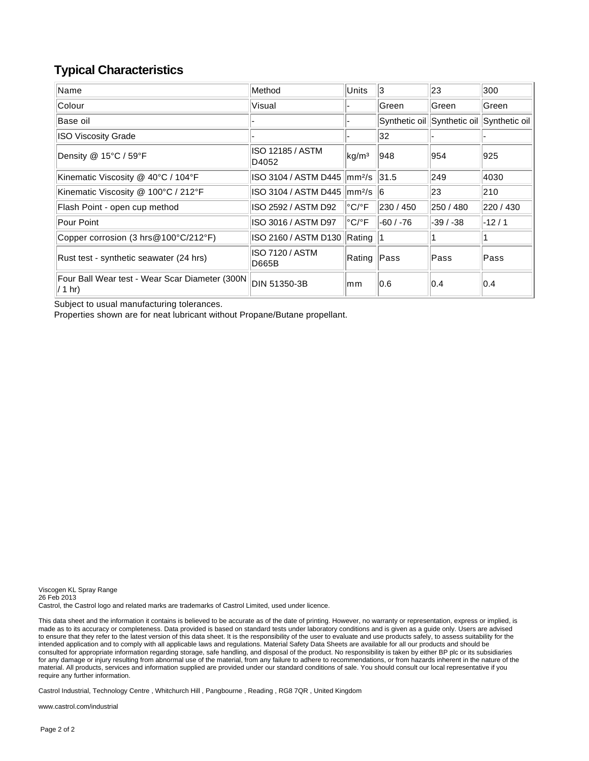## Typical Characteristics

| Name | Method | Units | 3 | 23 | 300 |
|---|---|---|---|---|---|
| Colour | Visual | - | Green | Green | Green |
| Base oil | - | - | Synthetic oil | Synthetic oil | Synthetic oil |
| ISO Viscosity Grade | - | - | 32 | - | - |
| Density @ 15°C / 59°F | ISO 12185 / ASTM D4052 | kg/m³ | 948 | 954 | 925 |
| Kinematic Viscosity @ 40°C / 104°F | ISO 3104 / ASTM D445 | mm²/s | 31.5 | 249 | 4030 |
| Kinematic Viscosity @ 100°C / 212°F | ISO 3104 / ASTM D445 | mm²/s | 6 | 23 | 210 |
| Flash Point - open cup method | ISO 2592 / ASTM D92 | °C/°F | 230 / 450 | 250 / 480 | 220 / 430 |
| Pour Point | ISO 3016 / ASTM D97 | °C/°F | -60 / -76 | -39 / -38 | -12 / 1 |
| Copper corrosion (3 hrs@100°C/212°F) | ISO 2160 / ASTM D130 | Rating | 1 | 1 | 1 |
| Rust test - synthetic seawater (24 hrs) | ISO 7120 / ASTM D665B | Rating | Pass | Pass | Pass |
| Four Ball Wear test - Wear Scar Diameter (300N / 1 hr) | DIN 51350-3B | mm | 0.6 | 0.4 | 0.4 |

Subject to usual manufacturing tolerances.
Properties shown are for neat lubricant without Propane/Butane propellant.

Viscogen KL Spray Range
26 Feb 2013
Castrol, the Castrol logo and related marks are trademarks of Castrol Limited, used under licence.

This data sheet and the information it contains is believed to be accurate as of the date of printing. However, no warranty or representation, express or implied, is made as to its accuracy or completeness. Data provided is based on standard tests under laboratory conditions and is given as a guide only. Users are advised to ensure that they refer to the latest version of this data sheet. It is the responsibility of the user to evaluate and use products safely, to assess suitability for the intended application and to comply with all applicable laws and regulations. Material Safety Data Sheets are available for all our products and should be consulted for appropriate information regarding storage, safe handling, and disposal of the product. No responsibility is taken by either BP plc or its subsidiaries for any damage or injury resulting from abnormal use of the material, from any failure to adhere to recommendations, or from hazards inherent in the nature of the material. All products, services and information supplied are provided under our standard conditions of sale. You should consult our local representative if you require any further information.

Castrol Industrial, Technology Centre , Whitchurch Hill , Pangbourne , Reading , RG8 7QR , United Kingdom

www.castrol.com/industrial